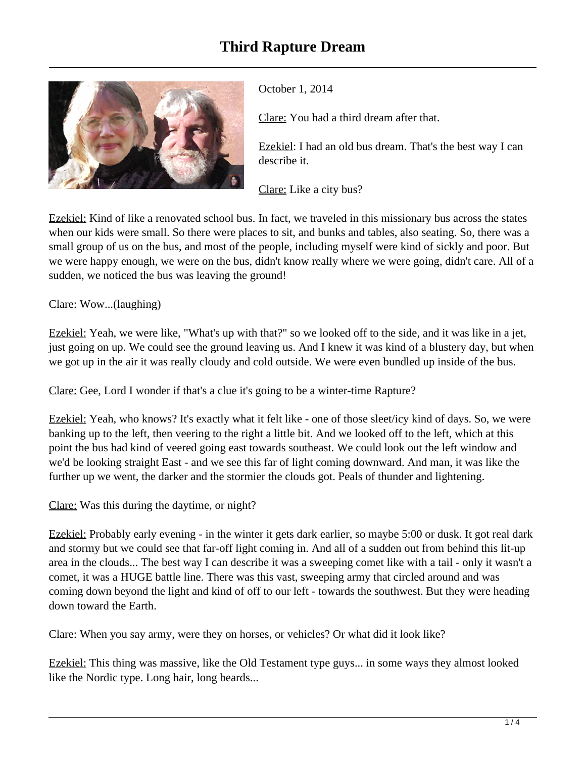# Third Rapture Dream

October 1, 2014

Clare: You had a third dream after that.

Ezekiel: I had an old bus dream. That's the best way I can describe it.

Clare: Like a city bus?

Ezekiel: Kind of like a renovated school bus. In fact, we traveled in this missionary bus across the states when our kids were small. So there were places to sit, and bunks and tables, also seating. So, there was a small group of us on the bus, and most of the people, including myself were kind of sickly and poor. But we were happy enough, we were on the bus, didn't know really where we were going, didn't care. All of a sudden, we noticed the bus was leaving the ground!

Clare: Wow...(laughing)

Ezekiel: Yeah, we were like, "What's up with that?" so we looked off to the side, and it was like in a jet, just going on up. We could see the ground leaving us. And I knew it was kind of a blustery day, but when we got up in the air it was really cloudy and cold outside. We were even bundled up inside of the bus.

Clare: Gee, Lord I wonder if that's a clue it's going to be a winter-time Rapture?

Ezekiel: Yeah, who knows? It's exactly what it felt like - one of those sleet/icy kind of days. So, we were banking up to the left, then veering to the right a little bit. And we looked off to the left, which at this point the bus had kind of veered going east towards southeast. We could look out the left window and we'd be looking straight East - and we see this far of light coming downward. And man, it was like the further up we went, the darker and the stormier the clouds got. Peals of thunder and lightening.

Clare: Was this during the daytime, or night?

Ezekiel: Probably early evening - in the winter it gets dark earlier, so maybe 5:00 or dusk. It got real dark and stormy but we could see that far-off light coming in. And all of a sudden out from behind this lit-up area in the clouds... The best way I can describe it was a sweeping comet like with a tail - only it wasn't a comet, it was a HUGE battle line. There was this vast, sweeping army that circled around and was coming down beyond the light and kind of off to our left - towards the southwest. But they were heading down toward the Earth.

Clare: When you say army, were they on horses, or vehicles? Or what did it look like?

Ezekiel: This thing was massive, like the Old Testament type guys... in some ways they almost looked like the Nordic type. Long hair, long beards...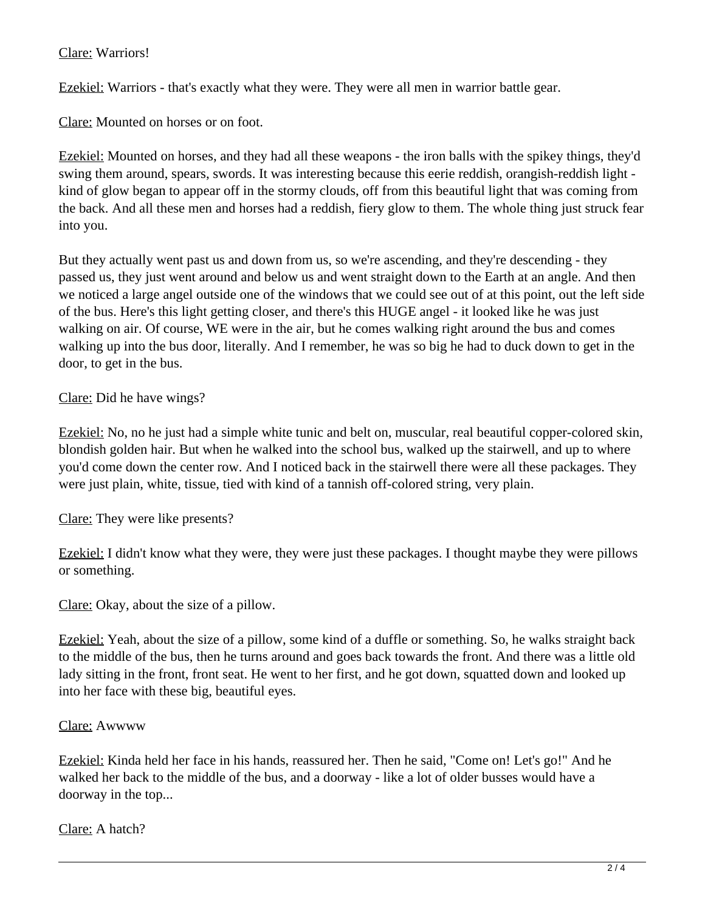Clare: Warriors!

Ezekiel: Warriors - that's exactly what they were. They were all men in warrior battle gear.

Clare: Mounted on horses or on foot.

Ezekiel: Mounted on horses, and they had all these weapons - the iron balls with the spikey things, they'd swing them around, spears, swords. It was interesting because this eerie reddish, orangish-reddish light - kind of glow began to appear off in the stormy clouds, off from this beautiful light that was coming from the back. And all these men and horses had a reddish, fiery glow to them. The whole thing just struck fear into you.

But they actually went past us and down from us, so we're ascending, and they're descending - they passed us, they just went around and below us and went straight down to the Earth at an angle. And then we noticed a large angel outside one of the windows that we could see out of at this point, out the left side of the bus. Here's this light getting closer, and there's this HUGE angel - it looked like he was just walking on air. Of course, WE were in the air, but he comes walking right around the bus and comes walking up into the bus door, literally. And I remember, he was so big he had to duck down to get in the door, to get in the bus.

Clare: Did he have wings?

Ezekiel: No, no he just had a simple white tunic and belt on, muscular, real beautiful copper-colored skin, blondish golden hair. But when he walked into the school bus, walked up the stairwell, and up to where you'd come down the center row. And I noticed back in the stairwell there were all these packages. They were just plain, white, tissue, tied with kind of a tannish off-colored string, very plain.

Clare: They were like presents?

Ezekiel: I didn't know what they were, they were just these packages. I thought maybe they were pillows or something.

Clare: Okay, about the size of a pillow.

Ezekiel: Yeah, about the size of a pillow, some kind of a duffle or something. So, he walks straight back to the middle of the bus, then he turns around and goes back towards the front. And there was a little old lady sitting in the front, front seat. He went to her first, and he got down, squatted down and looked up into her face with these big, beautiful eyes.

Clare: Awwww

Ezekiel: Kinda held her face in his hands, reassured her. Then he said, "Come on! Let's go!" And he walked her back to the middle of the bus, and a doorway - like a lot of older busses would have a doorway in the top...

Clare: A hatch?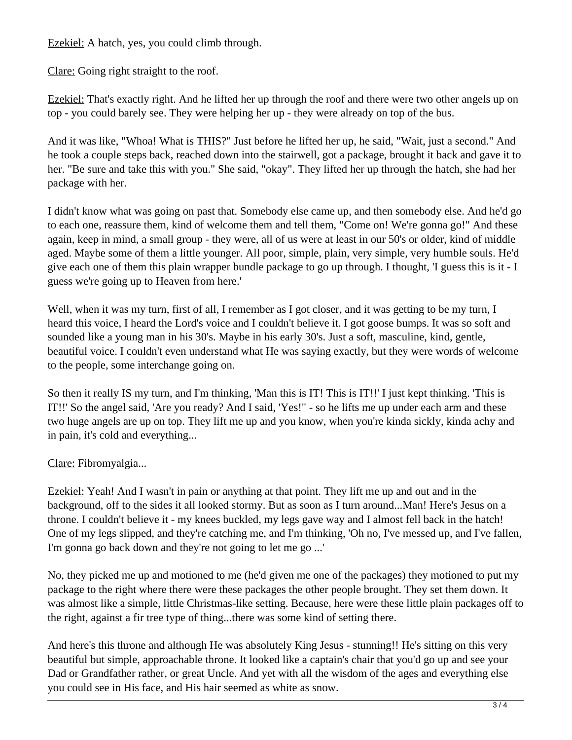Ezekiel: A hatch, yes, you could climb through.

Clare: Going right straight to the roof.

Ezekiel: That's exactly right. And he lifted her up through the roof and there were two other angels up on top - you could barely see. They were helping her up - they were already on top of the bus.

And it was like, "Whoa! What is THIS?" Just before he lifted her up, he said, "Wait, just a second." And he took a couple steps back, reached down into the stairwell, got a package, brought it back and gave it to her. "Be sure and take this with you." She said, "okay". They lifted her up through the hatch, she had her package with her.

I didn't know what was going on past that. Somebody else came up, and then somebody else. And he'd go to each one, reassure them, kind of welcome them and tell them, "Come on! We're gonna go!" And these again, keep in mind, a small group - they were, all of us were at least in our 50's or older, kind of middle aged. Maybe some of them a little younger. All poor, simple, plain, very simple, very humble souls. He'd give each one of them this plain wrapper bundle package to go up through. I thought, 'I guess this is it - I guess we're going up to Heaven from here.'

Well, when it was my turn, first of all, I remember as I got closer, and it was getting to be my turn, I heard this voice, I heard the Lord's voice and I couldn't believe it. I got goose bumps. It was so soft and sounded like a young man in his 30's. Maybe in his early 30's. Just a soft, masculine, kind, gentle, beautiful voice. I couldn't even understand what He was saying exactly, but they were words of welcome to the people, some interchange going on.

So then it really IS my turn, and I'm thinking, 'Man this is IT! This is IT!!' I just kept thinking. 'This is IT!!' So the angel said, 'Are you ready? And I said, 'Yes!" - so he lifts me up under each arm and these two huge angels are up on top. They lift me up and you know, when you're kinda sickly, kinda achy and in pain, it's cold and everything...

Clare: Fibromyalgia...

Ezekiel: Yeah! And I wasn't in pain or anything at that point. They lift me up and out and in the background, off to the sides it all looked stormy. But as soon as I turn around...Man! Here's Jesus on a throne. I couldn't believe it - my knees buckled, my legs gave way and I almost fell back in the hatch! One of my legs slipped, and they're catching me, and I'm thinking, 'Oh no, I've messed up, and I've fallen, I'm gonna go back down and they're not going to let me go ...'

No, they picked me up and motioned to me (he'd given me one of the packages) they motioned to put my package to the right where there were these packages the other people brought. They set them down. It was almost like a simple, little Christmas-like setting. Because, here were these little plain packages off to the right, against a fir tree type of thing...there was some kind of setting there.

And here's this throne and although He was absolutely King Jesus - stunning!! He's sitting on this very beautiful but simple, approachable throne. It looked like a captain's chair that you'd go up and see your Dad or Grandfather rather, or great Uncle. And yet with all the wisdom of the ages and everything else you could see in His face, and His hair seemed as white as snow.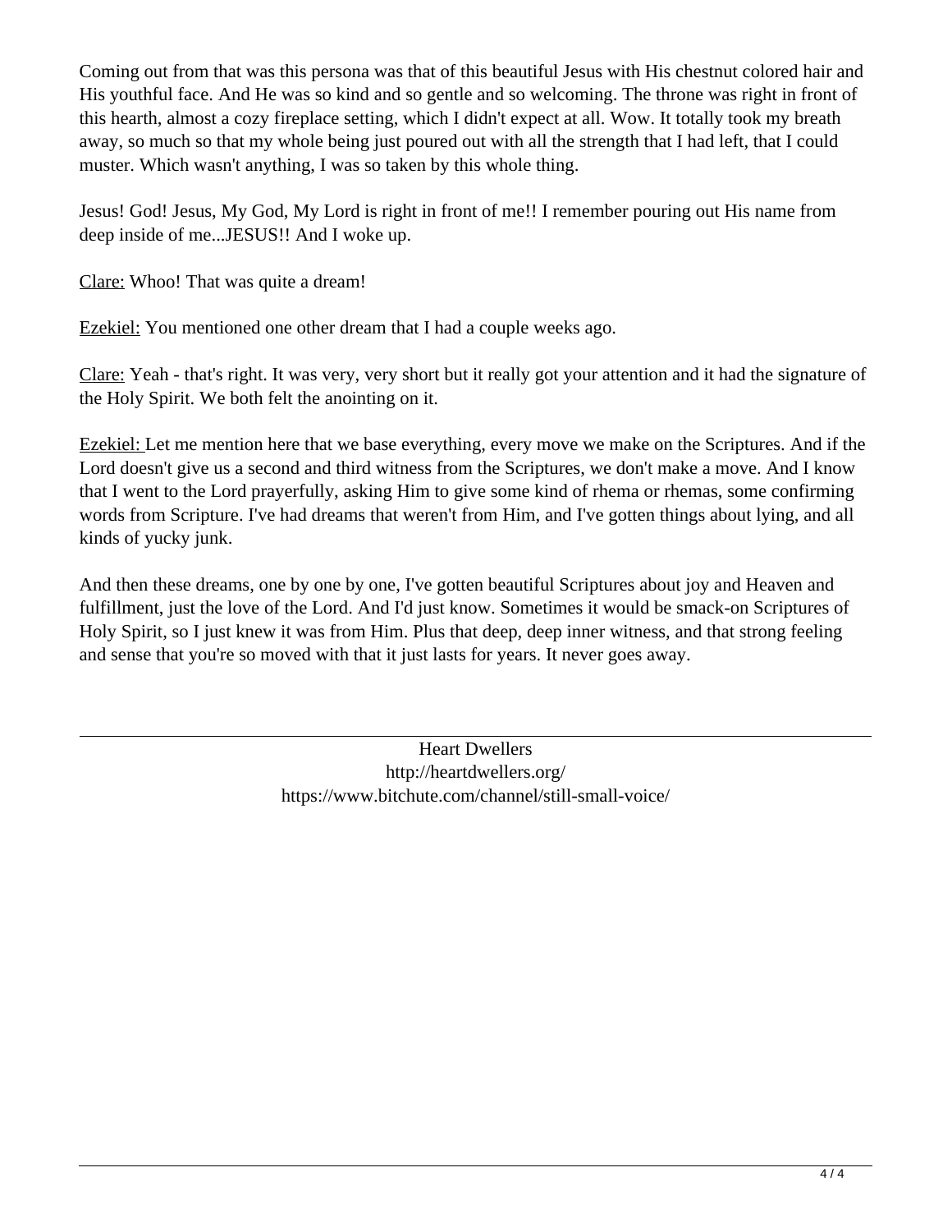Coming out from that was this persona was that of this beautiful Jesus with His chestnut colored hair and His youthful face. And He was so kind and so gentle and so welcoming. The throne was right in front of this hearth, almost a cozy fireplace setting, which I didn't expect at all. Wow. It totally took my breath away, so much so that my whole being just poured out with all the strength that I had left, that I could muster. Which wasn't anything, I was so taken by this whole thing.

Jesus! God! Jesus, My God, My Lord is right in front of me!! I remember pouring out His name from deep inside of me...JESUS!! And I woke up.

Clare: Whoo! That was quite a dream!

Ezekiel: You mentioned one other dream that I had a couple weeks ago.

Clare: Yeah - that's right. It was very, very short but it really got your attention and it had the signature of the Holy Spirit. We both felt the anointing on it.

Ezekiel: Let me mention here that we base everything, every move we make on the Scriptures. And if the Lord doesn't give us a second and third witness from the Scriptures, we don't make a move. And I know that I went to the Lord prayerfully, asking Him to give some kind of rhema or rhemas, some confirming words from Scripture. I've had dreams that weren't from Him, and I've gotten things about lying, and all kinds of yucky junk.

And then these dreams, one by one by one, I've gotten beautiful Scriptures about joy and Heaven and fulfillment, just the love of the Lord. And I'd just know. Sometimes it would be smack-on Scriptures of Holy Spirit, so I just knew it was from Him. Plus that deep, deep inner witness, and that strong feeling and sense that you're so moved with that it just lasts for years. It never goes away.